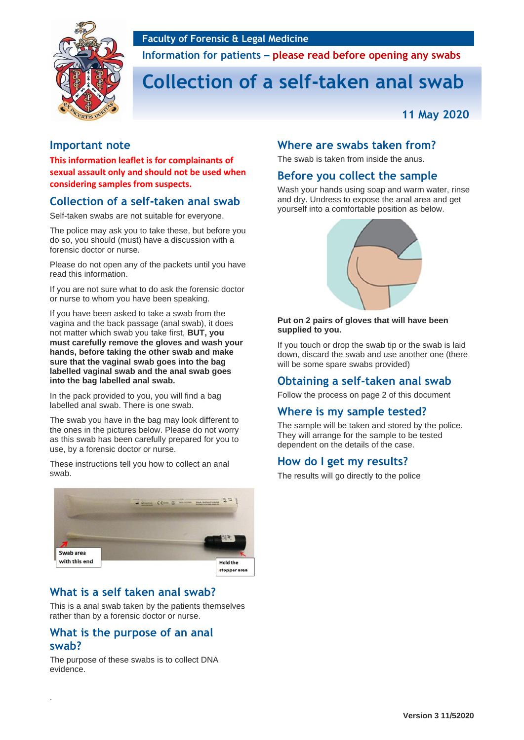Faculty of Forensic & Legal Medicine

Information for patients – please read before opening any swabs

# Collection of a self-taken anal swab

11 May 2020

## Important note

**This information leaflet is for complainants of sexual assault only and should not be used when considering samples from suspects.**

## Collection of a self-taken anal swab

Self-taken swabs are not suitable for everyone.

The police may ask you to take these, but before you do so, you should (must) have a discussion with a forensic doctor or nurse.

Please do not open any of the packets until you have read this information.

If you are not sure what to do ask the forensic doctor or nurse to whom you have been speaking.

If you have been asked to take a swab from the vagina and the back passage (anal swab), it does not matter which swab you take first, **BUT, you must carefully remove the gloves and wash your hands, before taking the other swab and make sure that the vaginal swab goes into the bag labelled vaginal swab and the anal swab goes into the bag labelled anal swab.**

In the pack provided to you, you will find a bag labelled anal swab. There is one swab.

The swab you have in the bag may look different to the ones in the pictures below. Please do not worry as this swab has been carefully prepared for you to use, by a forensic doctor or nurse.

These instructions tell you how to collect an anal swab.

Swab area with this end

Hold the stopper area

## What is a self taken anal swab?

This is a anal swab taken by the patients themselves rather than by a forensic doctor or nurse.

## What is the purpose of an anal swab?

The purpose of these swabs is to collect DNA evidence.

## Where are swabs taken from?

The swab is taken from inside the anus.

## Before you collect the sample

Wash your hands using soap and warm water, rinse and dry. Undress to expose the anal area and get yourself into a comfortable position as below.

**Put on 2 pairs of gloves that will have been supplied to you.**

If you touch or drop the swab tip or the swab is laid down, discard the swab and use another one (there will be some spare swabs provided)

## Obtaining a self-taken anal swab

Follow the process on page 2 of this document

## Where is my sample tested?

The sample will be taken and stored by the police. They will arrange for the sample to be tested dependent on the details of the case.

## How do I get my results?

The results will go directly to the police

**Version 3 11/52020**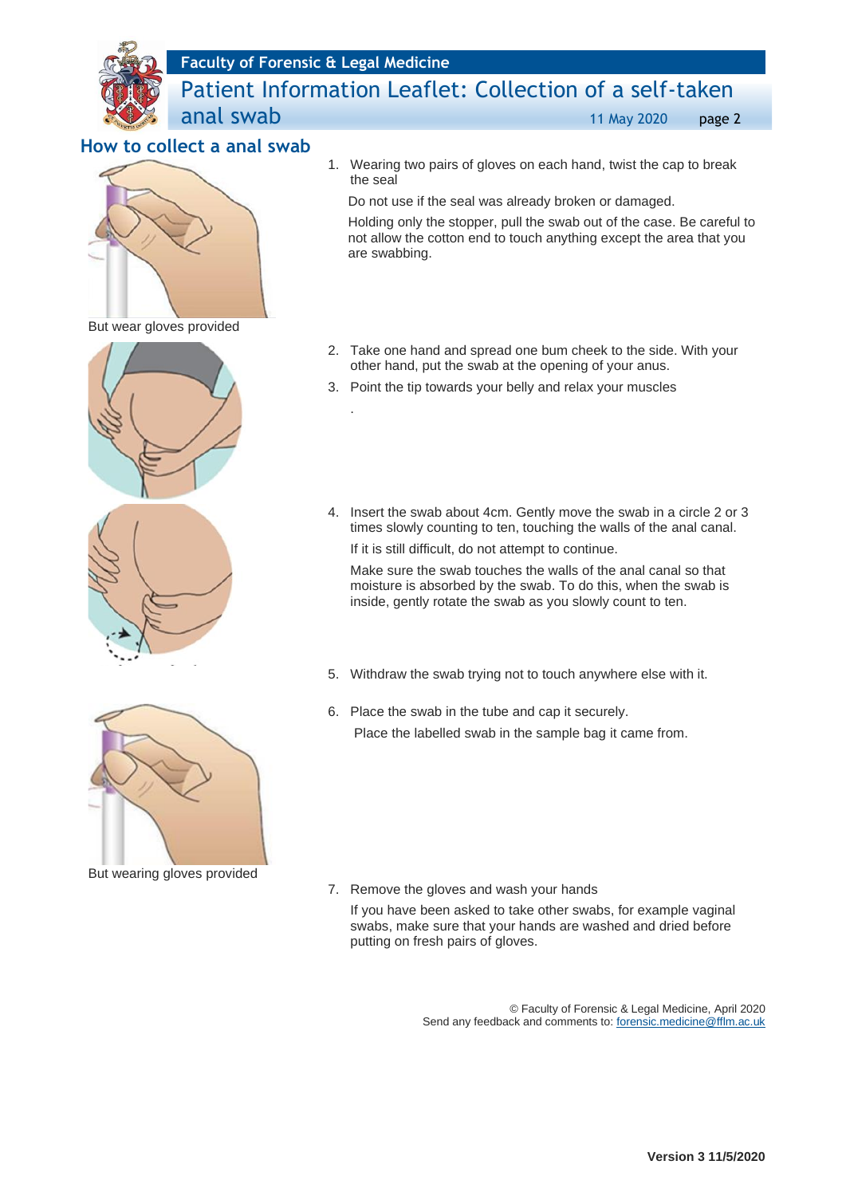## How to collect a anal swab

But wear gloves provided

1. Wearing two pairs of gloves on each hand, twist the cap to break the seal

   Do not use if the seal was already broken or damaged.

   Holding only the stopper, pull the swab out of the case. Be careful to not allow the cotton end to touch anything except the area that you are swabbing.

2. Take one hand and spread one bum cheek to the side. With your other hand, put the swab at the opening of your anus.
3. Point the tip towards your belly and relax your muscles

   .

4. Insert the swab about 4cm. Gently move the swab in a circle 2 or 3 times slowly counting to ten, touching the walls of the anal canal.

   If it is still difficult, do not attempt to continue.

   Make sure the swab touches the walls of the anal canal so that moisture is absorbed by the swab. To do this, when the swab is inside, gently rotate the swab as you slowly count to ten.

5. Withdraw the swab trying not to touch anywhere else with it.
6. Place the swab in the tube and cap it securely.

   Place the labelled swab in the sample bag it came from.

But wearing gloves provided

7. Remove the gloves and wash your hands

   If you have been asked to take other swabs, for example vaginal swabs, make sure that your hands are washed and dried before putting on fresh pairs of gloves.

© Faculty of Forensic & Legal Medicine, April 2020
Send any feedback and comments to: forensic.medicine@fflm.ac.uk

**Version 3 11/5/2020**